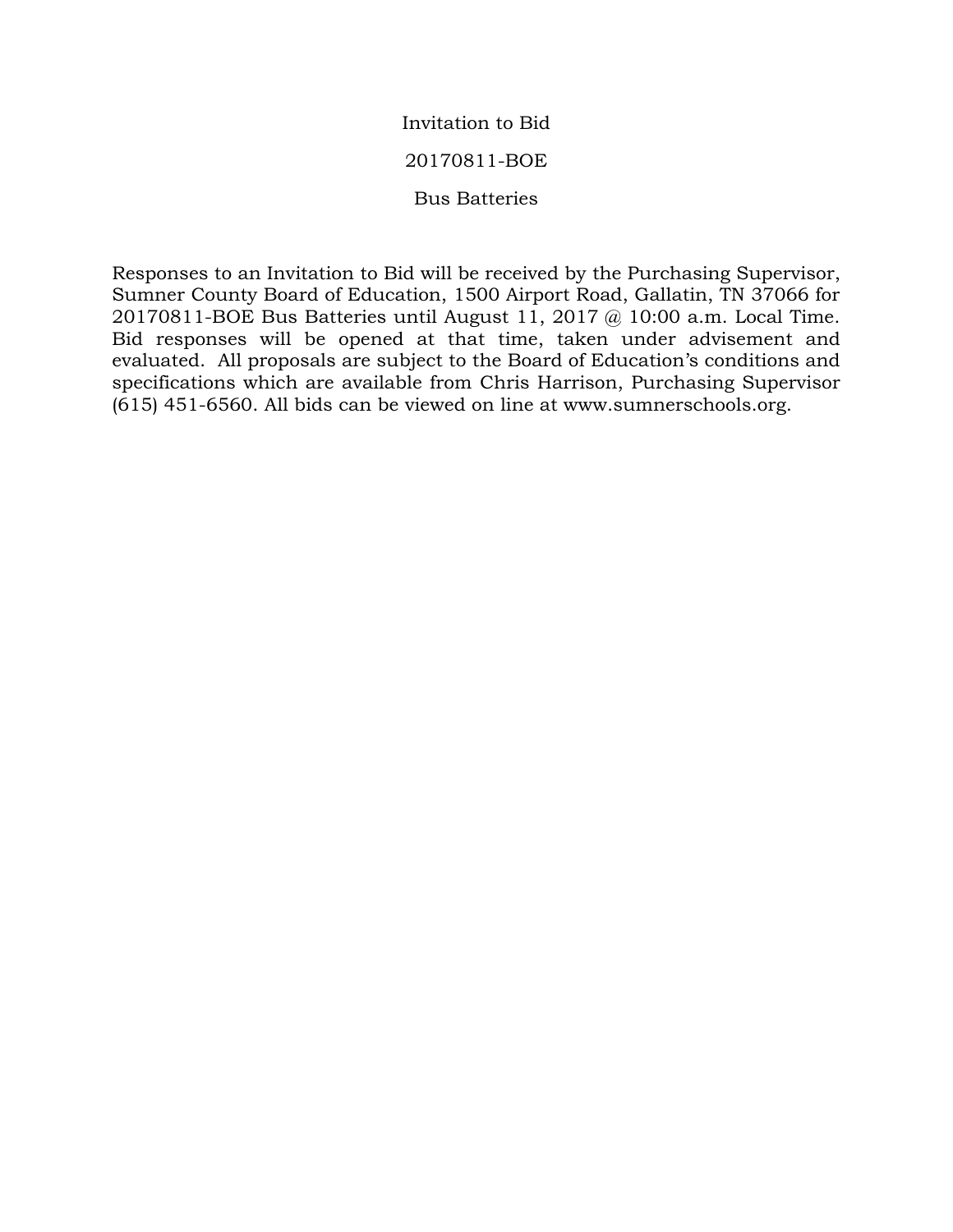# Invitation to Bid

## 20170811-BOE

## Bus Batteries

Responses to an Invitation to Bid will be received by the Purchasing Supervisor, Sumner County Board of Education, 1500 Airport Road, Gallatin, TN 37066 for 20170811-BOE Bus Batteries until August 11, 2017 @ 10:00 a.m. Local Time. Bid responses will be opened at that time, taken under advisement and evaluated. All proposals are subject to the Board of Education's conditions and specifications which are available from Chris Harrison, Purchasing Supervisor (615) 451-6560. All bids can be viewed on line at www.sumnerschools.org.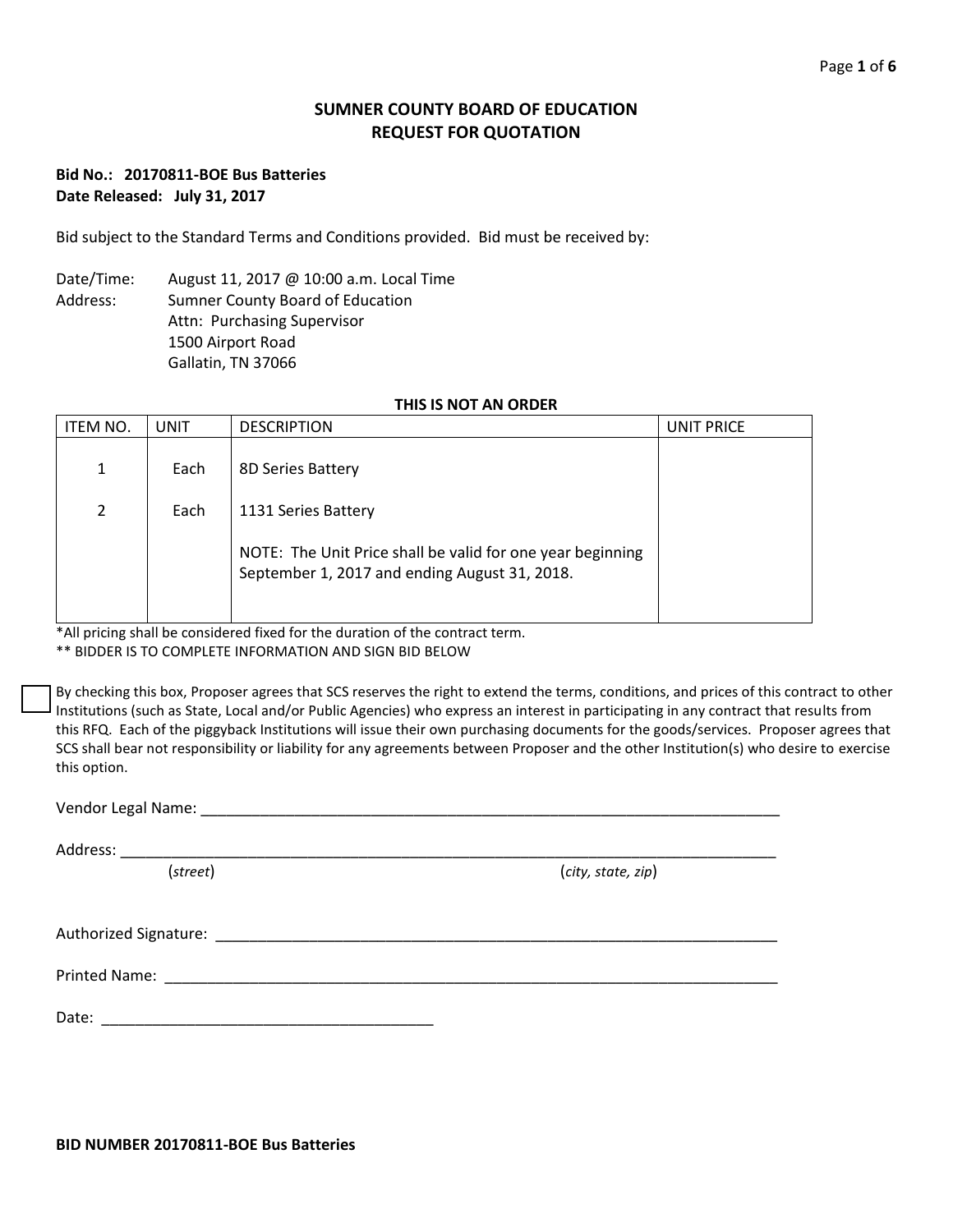# SUMNER COUNTY BOARD OF EDUCATION
## REQUEST FOR QUOTATION

**Bid No.: 20170811-BOE Bus Batteries**
**Date Released: July 31, 2017**

Bid subject to the Standard Terms and Conditions provided. Bid must be received by:

Date/Time: August 11, 2017 @ 10:00 a.m. Local Time
Address: Sumner County Board of Education
Attn: Purchasing Supervisor
1500 Airport Road
Gallatin, TN 37066

**THIS IS NOT AN ORDER**

| ITEM NO. | UNIT | DESCRIPTION | UNIT PRICE |
|---|---|---|---|
| 1 | Each | 8D Series Battery | |
| 2 | Each | 1131 Series Battery | |
| | | NOTE: The Unit Price shall be valid for one year beginning September 1, 2017 and ending August 31, 2018. | |

*All pricing shall be considered fixed for the duration of the contract term.
** BIDDER IS TO COMPLETE INFORMATION AND SIGN BID BELOW

☐ By checking this box, Proposer agrees that SCS reserves the right to extend the terms, conditions, and prices of this contract to other Institutions (such as State, Local and/or Public Agencies) who express an interest in participating in any contract that results from this RFQ. Each of the piggyback Institutions will issue their own purchasing documents for the goods/services. Proposer agrees that SCS shall bear not responsibility or liability for any agreements between Proposer and the other Institution(s) who desire to exercise this option.

Vendor Legal Name: ______________________________________________________________________

Address: ___________________________________________________________________________
(*street*) (*city, state, zip*)

Authorized Signature: ____________________________________________________________________

Printed Name: ________________________________________________________________________

Date: ______________________________________

**BID NUMBER 20170811-BOE Bus Batteries**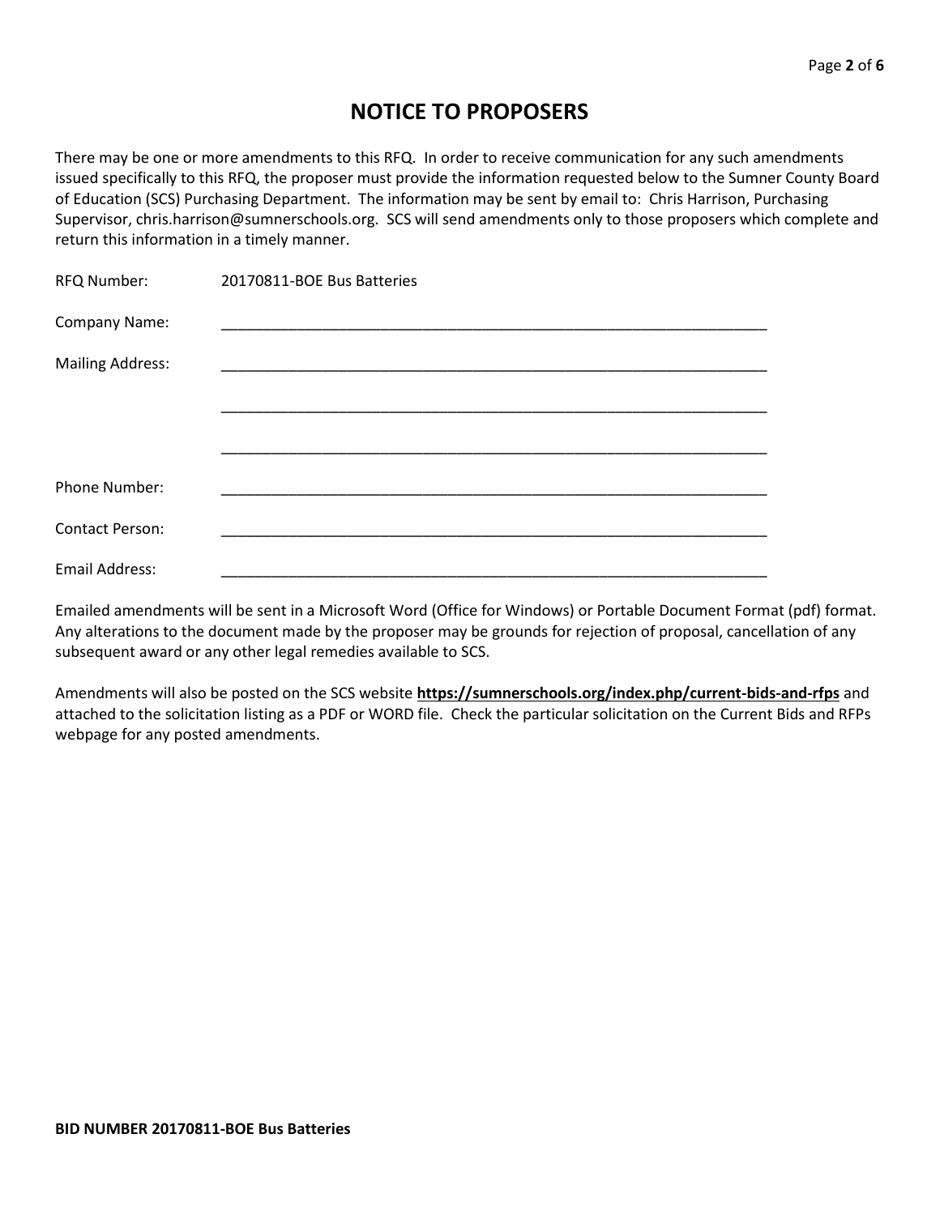# NOTICE TO PROPOSERS

There may be one or more amendments to this RFQ. In order to receive communication for any such amendments issued specifically to this RFQ, the proposer must provide the information requested below to the Sumner County Board of Education (SCS) Purchasing Department. The information may be sent by email to: Chris Harrison, Purchasing Supervisor, chris.harrison@sumnerschools.org. SCS will send amendments only to those proposers which complete and return this information in a timely manner.

RFQ Number: 20170811-BOE Bus Batteries

Company Name: ___________________________________________________________________

Mailing Address: ___________________________________________________________________

___________________________________________________________________

___________________________________________________________________

Phone Number: ___________________________________________________________________

Contact Person: ___________________________________________________________________

Email Address: ___________________________________________________________________

Emailed amendments will be sent in a Microsoft Word (Office for Windows) or Portable Document Format (pdf) format. Any alterations to the document made by the proposer may be grounds for rejection of proposal, cancellation of any subsequent award or any other legal remedies available to SCS.

Amendments will also be posted on the SCS website **https://sumnerschools.org/index.php/current-bids-and-rfps** and attached to the solicitation listing as a PDF or WORD file. Check the particular solicitation on the Current Bids and RFPs webpage for any posted amendments.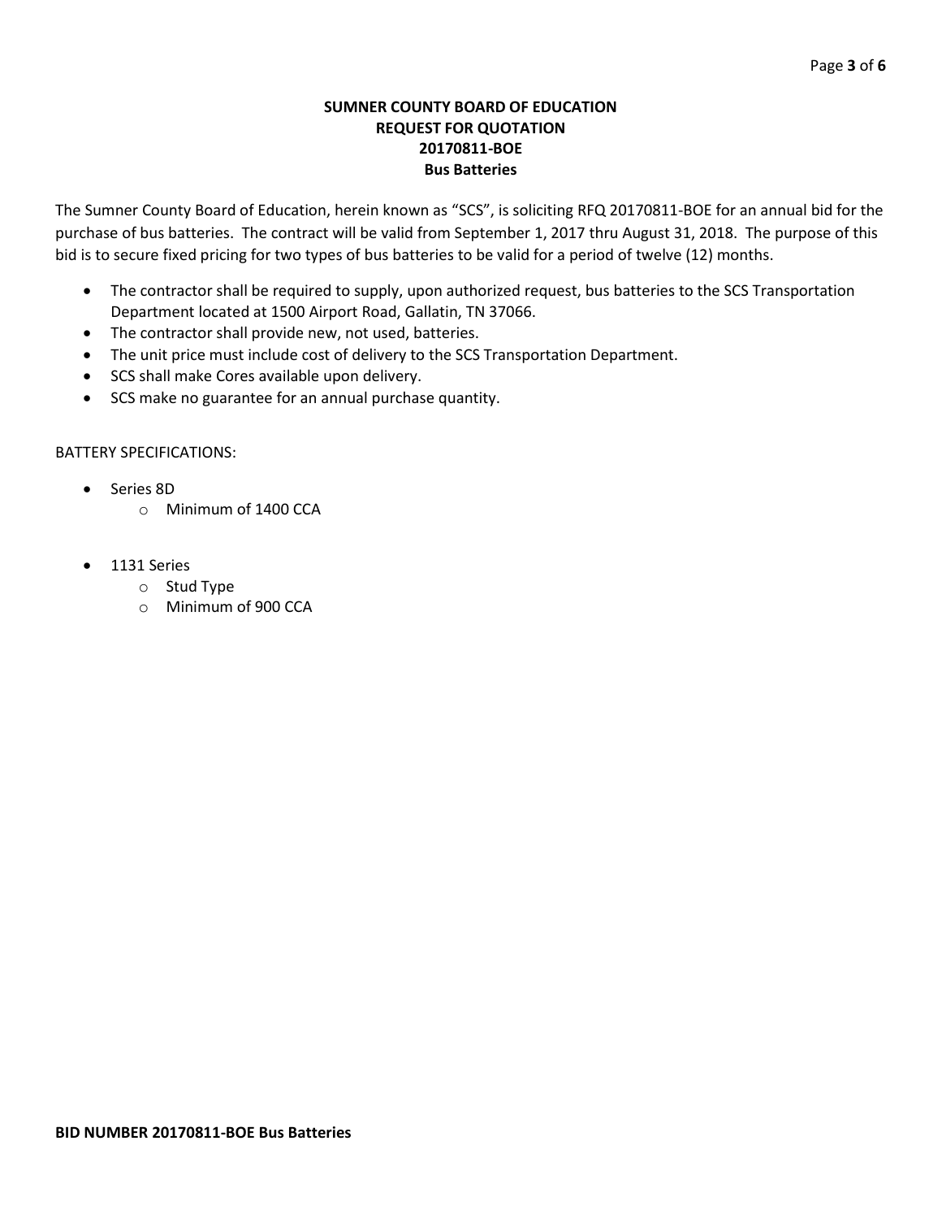**SUMNER COUNTY BOARD OF EDUCATION**
**REQUEST FOR QUOTATION**
**20170811-BOE**
**Bus Batteries**

The Sumner County Board of Education, herein known as "SCS", is soliciting RFQ 20170811-BOE for an annual bid for the purchase of bus batteries. The contract will be valid from September 1, 2017 thru August 31, 2018. The purpose of this bid is to secure fixed pricing for two types of bus batteries to be valid for a period of twelve (12) months.

- The contractor shall be required to supply, upon authorized request, bus batteries to the SCS Transportation Department located at 1500 Airport Road, Gallatin, TN 37066.
- The contractor shall provide new, not used, batteries.
- The unit price must include cost of delivery to the SCS Transportation Department.
- SCS shall make Cores available upon delivery.
- SCS make no guarantee for an annual purchase quantity.

BATTERY SPECIFICATIONS:

- Series 8D
  - Minimum of 1400 CCA
- 1131 Series
  - Stud Type
  - Minimum of 900 CCA

**BID NUMBER 20170811-BOE Bus Batteries**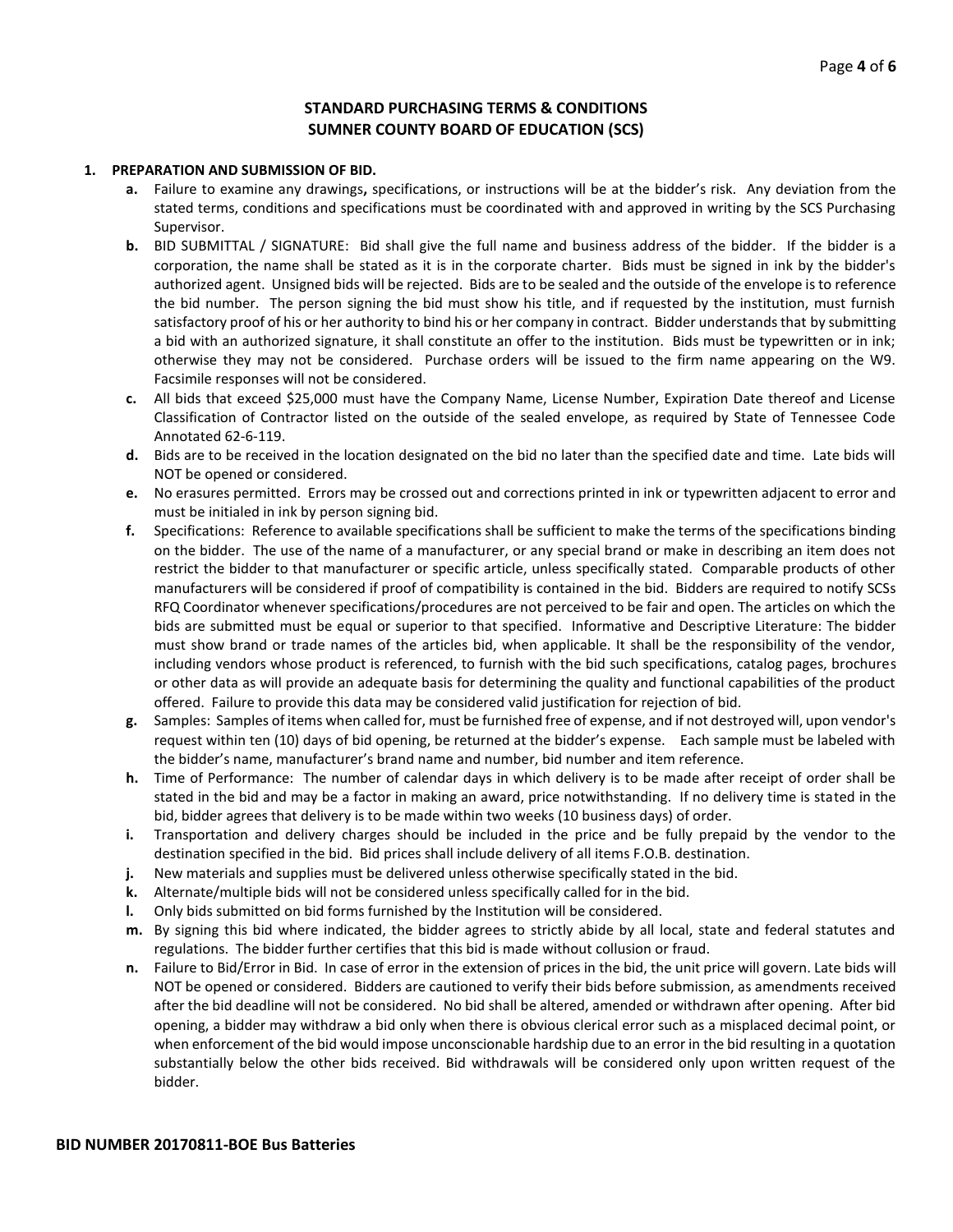# STANDARD PURCHASING TERMS & CONDITIONS
# SUMNER COUNTY BOARD OF EDUCATION (SCS)

1. **PREPARATION AND SUBMISSION OF BID.**
   - **a.** Failure to examine any drawings**,** specifications, or instructions will be at the bidder's risk. Any deviation from the stated terms, conditions and specifications must be coordinated with and approved in writing by the SCS Purchasing Supervisor.
   - **b.** BID SUBMITTAL / SIGNATURE: Bid shall give the full name and business address of the bidder. If the bidder is a corporation, the name shall be stated as it is in the corporate charter. Bids must be signed in ink by the bidder's authorized agent. Unsigned bids will be rejected. Bids are to be sealed and the outside of the envelope is to reference the bid number. The person signing the bid must show his title, and if requested by the institution, must furnish satisfactory proof of his or her authority to bind his or her company in contract. Bidder understands that by submitting a bid with an authorized signature, it shall constitute an offer to the institution. Bids must be typewritten or in ink; otherwise they may not be considered. Purchase orders will be issued to the firm name appearing on the W9. Facsimile responses will not be considered.
   - **c.** All bids that exceed $25,000 must have the Company Name, License Number, Expiration Date thereof and License Classification of Contractor listed on the outside of the sealed envelope, as required by State of Tennessee Code Annotated 62-6-119.
   - **d.** Bids are to be received in the location designated on the bid no later than the specified date and time. Late bids will NOT be opened or considered.
   - **e.** No erasures permitted. Errors may be crossed out and corrections printed in ink or typewritten adjacent to error and must be initialed in ink by person signing bid.
   - **f.** Specifications: Reference to available specifications shall be sufficient to make the terms of the specifications binding on the bidder. The use of the name of a manufacturer, or any special brand or make in describing an item does not restrict the bidder to that manufacturer or specific article, unless specifically stated. Comparable products of other manufacturers will be considered if proof of compatibility is contained in the bid. Bidders are required to notify SCSs RFQ Coordinator whenever specifications/procedures are not perceived to be fair and open. The articles on which the bids are submitted must be equal or superior to that specified. Informative and Descriptive Literature: The bidder must show brand or trade names of the articles bid, when applicable. It shall be the responsibility of the vendor, including vendors whose product is referenced, to furnish with the bid such specifications, catalog pages, brochures or other data as will provide an adequate basis for determining the quality and functional capabilities of the product offered. Failure to provide this data may be considered valid justification for rejection of bid.
   - **g.** Samples: Samples of items when called for, must be furnished free of expense, and if not destroyed will, upon vendor's request within ten (10) days of bid opening, be returned at the bidder's expense. Each sample must be labeled with the bidder's name, manufacturer's brand name and number, bid number and item reference.
   - **h.** Time of Performance: The number of calendar days in which delivery is to be made after receipt of order shall be stated in the bid and may be a factor in making an award, price notwithstanding. If no delivery time is stated in the bid, bidder agrees that delivery is to be made within two weeks (10 business days) of order.
   - **i.** Transportation and delivery charges should be included in the price and be fully prepaid by the vendor to the destination specified in the bid. Bid prices shall include delivery of all items F.O.B. destination.
   - **j.** New materials and supplies must be delivered unless otherwise specifically stated in the bid.
   - **k.** Alternate/multiple bids will not be considered unless specifically called for in the bid.
   - **l.** Only bids submitted on bid forms furnished by the Institution will be considered.
   - **m.** By signing this bid where indicated, the bidder agrees to strictly abide by all local, state and federal statutes and regulations. The bidder further certifies that this bid is made without collusion or fraud.
   - **n.** Failure to Bid/Error in Bid. In case of error in the extension of prices in the bid, the unit price will govern. Late bids will NOT be opened or considered. Bidders are cautioned to verify their bids before submission, as amendments received after the bid deadline will not be considered. No bid shall be altered, amended or withdrawn after opening. After bid opening, a bidder may withdraw a bid only when there is obvious clerical error such as a misplaced decimal point, or when enforcement of the bid would impose unconscionable hardship due to an error in the bid resulting in a quotation substantially below the other bids received. Bid withdrawals will be considered only upon written request of the bidder.

**BID NUMBER 20170811-BOE Bus Batteries**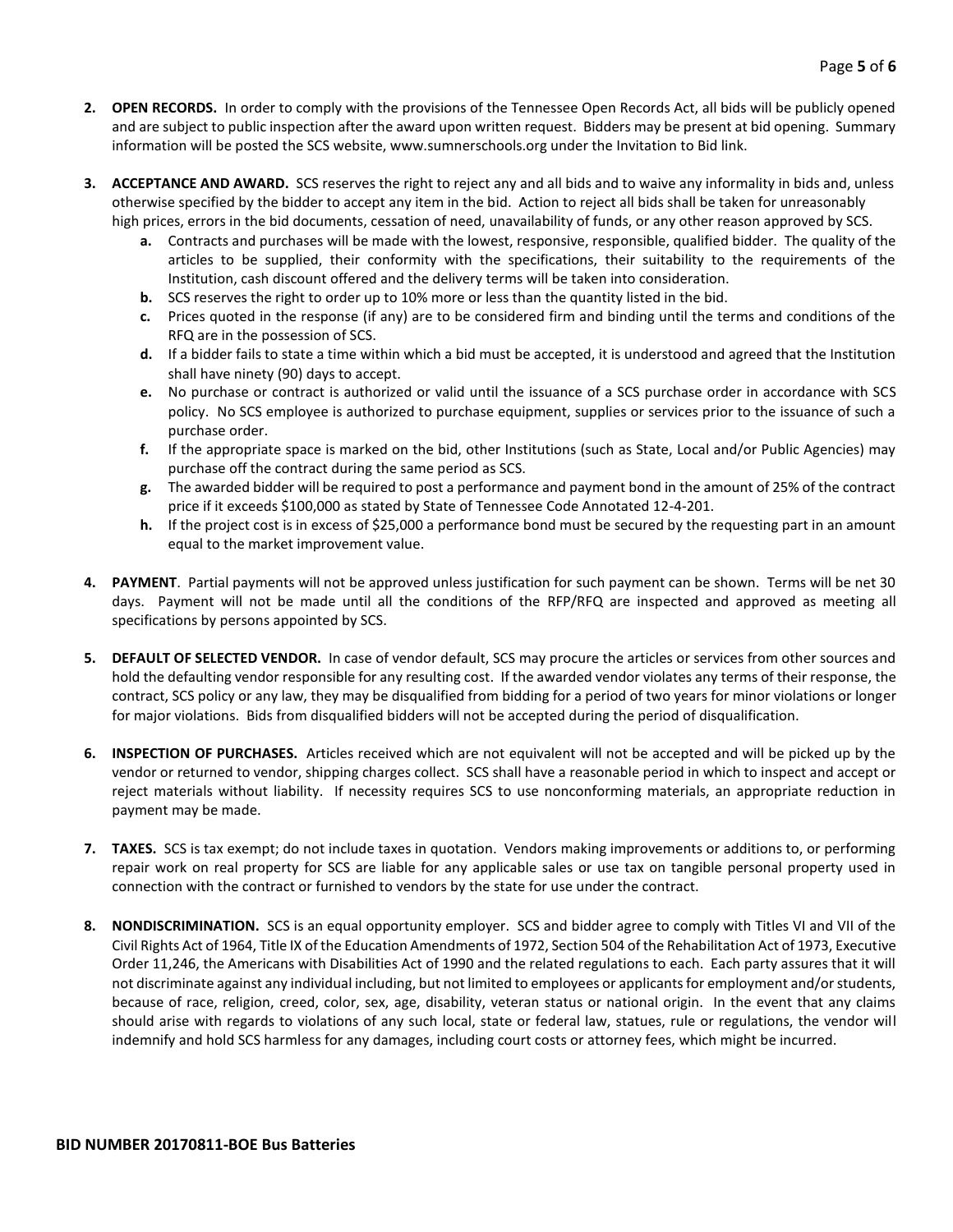2. **OPEN RECORDS.** In order to comply with the provisions of the Tennessee Open Records Act, all bids will be publicly opened and are subject to public inspection after the award upon written request. Bidders may be present at bid opening. Summary information will be posted the SCS website, www.sumnerschools.org under the Invitation to Bid link.

3. **ACCEPTANCE AND AWARD.** SCS reserves the right to reject any and all bids and to waive any informality in bids and, unless otherwise specified by the bidder to accept any item in the bid. Action to reject all bids shall be taken for unreasonably high prices, errors in the bid documents, cessation of need, unavailability of funds, or any other reason approved by SCS.
   - **a.** Contracts and purchases will be made with the lowest, responsive, responsible, qualified bidder. The quality of the articles to be supplied, their conformity with the specifications, their suitability to the requirements of the Institution, cash discount offered and the delivery terms will be taken into consideration.
   - **b.** SCS reserves the right to order up to 10% more or less than the quantity listed in the bid.
   - **c.** Prices quoted in the response (if any) are to be considered firm and binding until the terms and conditions of the RFQ are in the possession of SCS.
   - **d.** If a bidder fails to state a time within which a bid must be accepted, it is understood and agreed that the Institution shall have ninety (90) days to accept.
   - **e.** No purchase or contract is authorized or valid until the issuance of a SCS purchase order in accordance with SCS policy. No SCS employee is authorized to purchase equipment, supplies or services prior to the issuance of such a purchase order.
   - **f.** If the appropriate space is marked on the bid, other Institutions (such as State, Local and/or Public Agencies) may purchase off the contract during the same period as SCS.
   - **g.** The awarded bidder will be required to post a performance and payment bond in the amount of 25% of the contract price if it exceeds $100,000 as stated by State of Tennessee Code Annotated 12-4-201.
   - **h.** If the project cost is in excess of $25,000 a performance bond must be secured by the requesting part in an amount equal to the market improvement value.

4. **PAYMENT**. Partial payments will not be approved unless justification for such payment can be shown. Terms will be net 30 days. Payment will not be made until all the conditions of the RFP/RFQ are inspected and approved as meeting all specifications by persons appointed by SCS.

5. **DEFAULT OF SELECTED VENDOR.** In case of vendor default, SCS may procure the articles or services from other sources and hold the defaulting vendor responsible for any resulting cost. If the awarded vendor violates any terms of their response, the contract, SCS policy or any law, they may be disqualified from bidding for a period of two years for minor violations or longer for major violations. Bids from disqualified bidders will not be accepted during the period of disqualification.

6. **INSPECTION OF PURCHASES.** Articles received which are not equivalent will not be accepted and will be picked up by the vendor or returned to vendor, shipping charges collect. SCS shall have a reasonable period in which to inspect and accept or reject materials without liability. If necessity requires SCS to use nonconforming materials, an appropriate reduction in payment may be made.

7. **TAXES.** SCS is tax exempt; do not include taxes in quotation. Vendors making improvements or additions to, or performing repair work on real property for SCS are liable for any applicable sales or use tax on tangible personal property used in connection with the contract or furnished to vendors by the state for use under the contract.

8. **NONDISCRIMINATION.** SCS is an equal opportunity employer. SCS and bidder agree to comply with Titles VI and VII of the Civil Rights Act of 1964, Title IX of the Education Amendments of 1972, Section 504 of the Rehabilitation Act of 1973, Executive Order 11,246, the Americans with Disabilities Act of 1990 and the related regulations to each. Each party assures that it will not discriminate against any individual including, but not limited to employees or applicants for employment and/or students, because of race, religion, creed, color, sex, age, disability, veteran status or national origin. In the event that any claims should arise with regards to violations of any such local, state or federal law, statues, rule or regulations, the vendor will indemnify and hold SCS harmless for any damages, including court costs or attorney fees, which might be incurred.

**BID NUMBER 20170811-BOE Bus Batteries**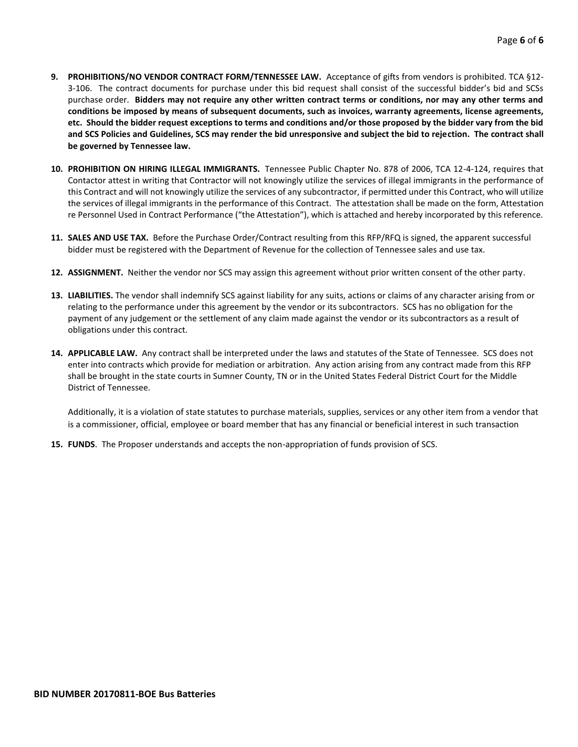9. **PROHIBITIONS/NO VENDOR CONTRACT FORM/TENNESSEE LAW.** Acceptance of gifts from vendors is prohibited. TCA §12-3-106. The contract documents for purchase under this bid request shall consist of the successful bidder's bid and SCSs purchase order. **Bidders may not require any other written contract terms or conditions, nor may any other terms and conditions be imposed by means of subsequent documents, such as invoices, warranty agreements, license agreements, etc. Should the bidder request exceptions to terms and conditions and/or those proposed by the bidder vary from the bid and SCS Policies and Guidelines, SCS may render the bid unresponsive and subject the bid to rejection. The contract shall be governed by Tennessee law.**

10. **PROHIBITION ON HIRING ILLEGAL IMMIGRANTS.** Tennessee Public Chapter No. 878 of 2006, TCA 12-4-124, requires that Contactor attest in writing that Contractor will not knowingly utilize the services of illegal immigrants in the performance of this Contract and will not knowingly utilize the services of any subcontractor, if permitted under this Contract, who will utilize the services of illegal immigrants in the performance of this Contract. The attestation shall be made on the form, Attestation re Personnel Used in Contract Performance ("the Attestation"), which is attached and hereby incorporated by this reference.

11. **SALES AND USE TAX.** Before the Purchase Order/Contract resulting from this RFP/RFQ is signed, the apparent successful bidder must be registered with the Department of Revenue for the collection of Tennessee sales and use tax.

12. **ASSIGNMENT.** Neither the vendor nor SCS may assign this agreement without prior written consent of the other party.

13. **LIABILITIES.** The vendor shall indemnify SCS against liability for any suits, actions or claims of any character arising from or relating to the performance under this agreement by the vendor or its subcontractors. SCS has no obligation for the payment of any judgement or the settlement of any claim made against the vendor or its subcontractors as a result of obligations under this contract.

14. **APPLICABLE LAW.** Any contract shall be interpreted under the laws and statutes of the State of Tennessee. SCS does not enter into contracts which provide for mediation or arbitration. Any action arising from any contract made from this RFP shall be brought in the state courts in Sumner County, TN or in the United States Federal District Court for the Middle District of Tennessee.

    Additionally, it is a violation of state statutes to purchase materials, supplies, services or any other item from a vendor that is a commissioner, official, employee or board member that has any financial or beneficial interest in such transaction

15. **FUNDS**. The Proposer understands and accepts the non-appropriation of funds provision of SCS.

**BID NUMBER 20170811-BOE Bus Batteries**